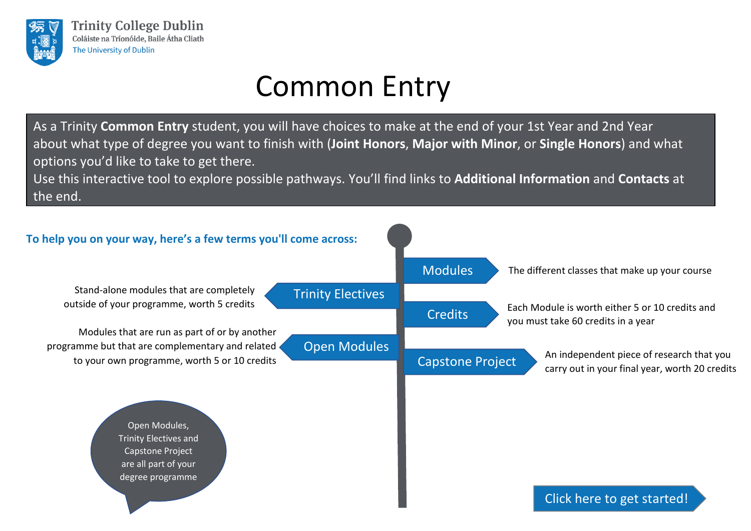Trinity College Dublin
Coláiste na Tríonóide, Baile Átha Cliath
The University of Dublin

# Common Entry

As a Trinity **Common Entry** student, you will have choices to make at the end of your 1st Year and 2nd Year about what type of degree you want to finish with (**Joint Honors**, **Major with Minor**, or **Single Honors**) and what options you'd like to take to get there.
Use this interactive tool to explore possible pathways. You'll find links to **Additional Information** and **Contacts** at the end.

**To help you on your way, here's a few terms you'll come across:**

- **Modules** – The different classes that make up your course
- **Trinity Electives** – Stand-alone modules that are completely outside of your programme, worth 5 credits
- **Credits** – Each Module is worth either 5 or 10 credits and you must take 60 credits in a year
- **Open Modules** – Modules that are run as part of or by another programme but that are complementary and related to your own programme, worth 5 or 10 credits
- **Capstone Project** – An independent piece of research that you carry out in your final year, worth 20 credits

Open Modules, Trinity Electives and Capstone Project are all part of your degree programme

Click here to get started!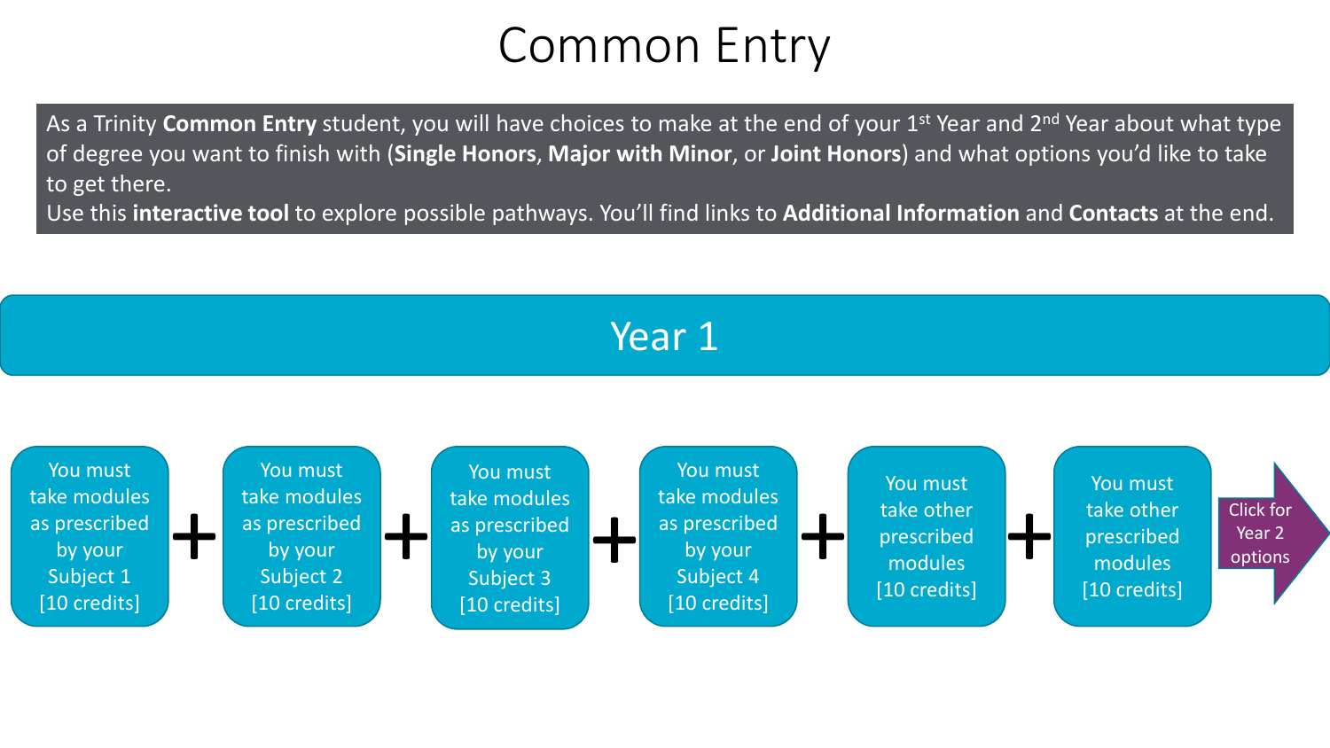# Common Entry

As a Trinity **Common Entry** student, you will have choices to make at the end of your 1st Year and 2nd Year about what type of degree you want to finish with (**Single Honors**, **Major with Minor**, or **Joint Honors**) and what options you'd like to take to get there.
Use this **interactive tool** to explore possible pathways. You'll find links to **Additional Information** and **Contacts** at the end.

## Year 1

You must take modules as prescribed by your Subject 1 [10 credits]

+

You must take modules as prescribed by your Subject 2 [10 credits]

+

You must take modules as prescribed by your Subject 3 [10 credits]

+

You must take modules as prescribed by your Subject 4 [10 credits]

+

You must take other prescribed modules [10 credits]

+

You must take other prescribed modules [10 credits]

Click for Year 2 options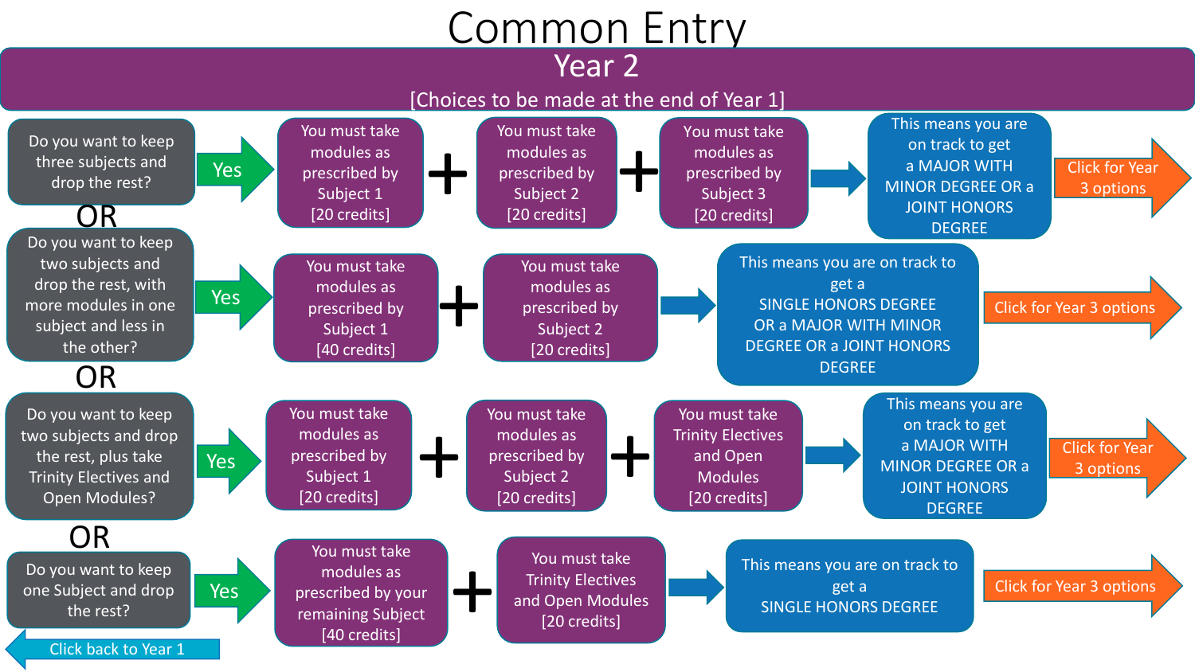# Common Entry

## Year 2

[Choices to be made at the end of Year 1]

**Do you want to keep three subjects and drop the rest?**

Yes → You must take modules as prescribed by Subject 1 [20 credits] + You must take modules as prescribed by Subject 2 [20 credits] + You must take modules as prescribed by Subject 3 [20 credits] → This means you are on track to get a MAJOR WITH MINOR DEGREE OR a JOINT HONORS DEGREE → Click for Year 3 options

OR

**Do you want to keep two subjects and drop the rest, with more modules in one subject and less in the other?**

Yes → You must take modules as prescribed by Subject 1 [40 credits] + You must take modules as prescribed by Subject 2 [20 credits] → This means you are on track to get a SINGLE HONORS DEGREE OR a MAJOR WITH MINOR DEGREE OR a JOINT HONORS DEGREE → Click for Year 3 options

OR

**Do you want to keep two subjects and drop the rest, plus take Trinity Electives and Open Modules?**

Yes → You must take modules as prescribed by Subject 1 [20 credits] + You must take modules as prescribed by Subject 2 [20 credits] + You must take Trinity Electives and Open Modules [20 credits] → This means you are on track to get a MAJOR WITH MINOR DEGREE OR a JOINT HONORS DEGREE → Click for Year 3 options

OR

**Do you want to keep one Subject and drop the rest?**

Yes → You must take modules as prescribed by your remaining Subject [40 credits] + You must take Trinity Electives and Open Modules [20 credits] → This means you are on track to get a SINGLE HONORS DEGREE → Click for Year 3 options

Click back to Year 1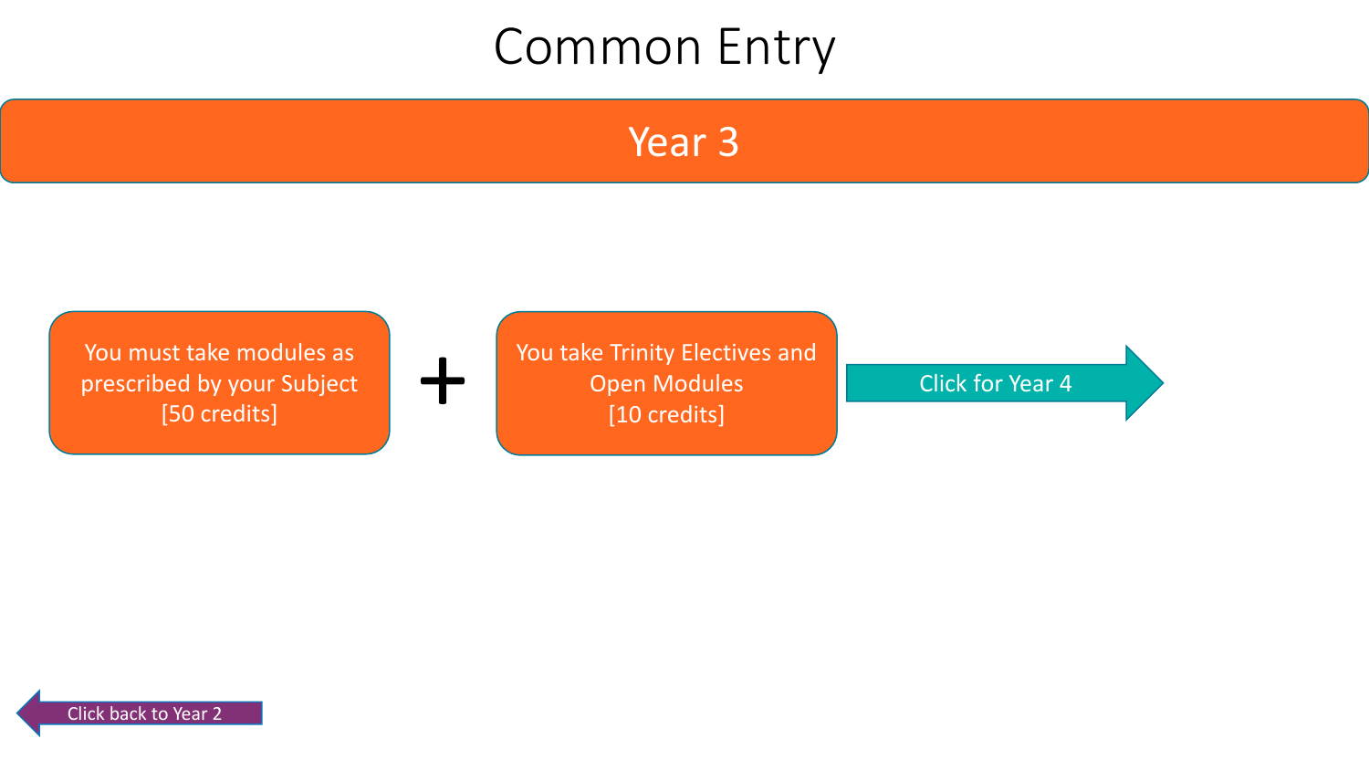# Common Entry

## Year 3

You must take modules as prescribed by your Subject [50 credits]

+

You take Trinity Electives and Open Modules [10 credits]

Click for Year 4

Click back to Year 2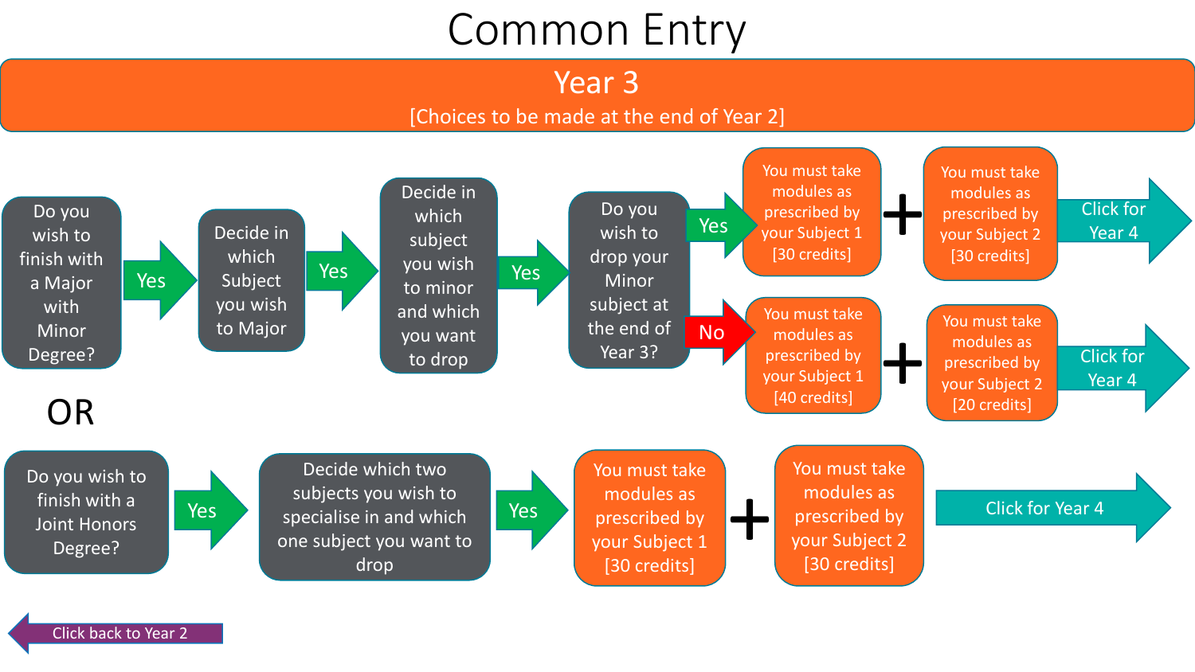# Common Entry

## Year 3

[Choices to be made at the end of Year 2]

Do you wish to finish with a Major with Minor Degree? → **Yes** → Decide in which Subject you wish to Major → **Yes** → Decide in which subject you wish to minor and which you want to drop → **Yes** → Do you wish to drop your Minor subject at the end of Year 3?

- **Yes** → You must take modules as prescribed by your Subject 1 [30 credits] + You must take modules as prescribed by your Subject 2 [30 credits] → Click for Year 4
- **No** → You must take modules as prescribed by your Subject 1 [40 credits] + You must take modules as prescribed by your Subject 2 [20 credits] → Click for Year 4

OR

Do you wish to finish with a Joint Honors Degree? → **Yes** → Decide which two subjects you wish to specialise in and which one subject you want to drop → **Yes** → You must take modules as prescribed by your Subject 1 [30 credits] + You must take modules as prescribed by your Subject 2 [30 credits] → Click for Year 4

Click back to Year 2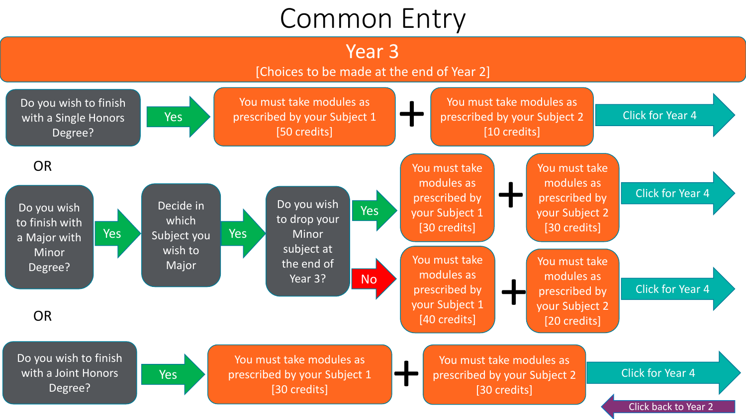# Common Entry

## Year 3

[Choices to be made at the end of Year 2]

Do you wish to finish with a Single Honors Degree?

Yes → You must take modules as prescribed by your Subject 1 [50 credits] + You must take modules as prescribed by your Subject 2 [10 credits] → Click for Year 4

OR

Do you wish to finish with a Major with Minor Degree?

Yes → Decide in which Subject you wish to Major

Yes → Do you wish to drop your Minor subject at the end of Year 3?

- Yes → You must take modules as prescribed by your Subject 1 [30 credits] + You must take modules as prescribed by your Subject 2 [30 credits] → Click for Year 4
- No → You must take modules as prescribed by your Subject 1 [40 credits] + You must take modules as prescribed by your Subject 2 [20 credits] → Click for Year 4

OR

Do you wish to finish with a Joint Honors Degree?

Yes → You must take modules as prescribed by your Subject 1 [30 credits] + You must take modules as prescribed by your Subject 2 [30 credits] → Click for Year 4

Click back to Year 2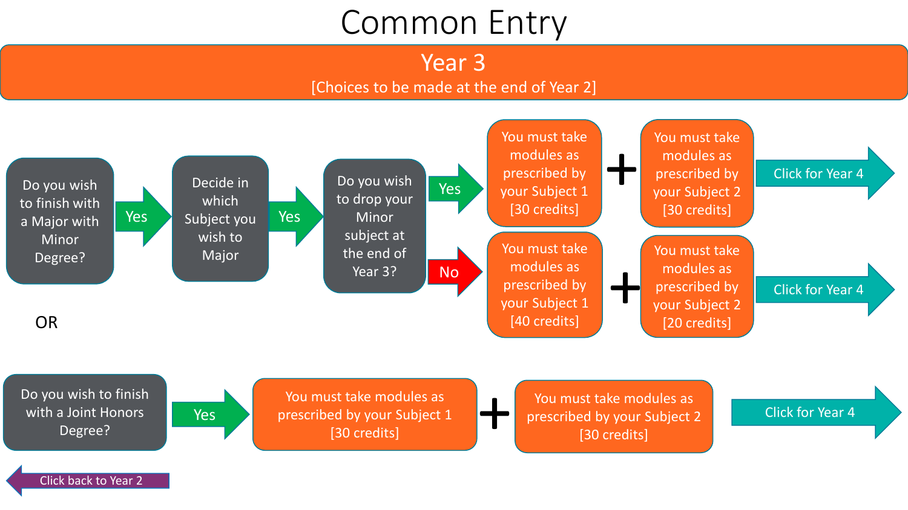# Common Entry

## Year 3

[Choices to be made at the end of Year 2]

**Do you wish to finish with a Major with Minor Degree?**

→ Yes → **Decide in which Subject you wish to Major**

→ Yes → **Do you wish to drop your Minor subject at the end of Year 3?**

- **Yes** → You must take modules as prescribed by your Subject 1 [30 credits] + You must take modules as prescribed by your Subject 2 [30 credits] → Click for Year 4
- **No** → You must take modules as prescribed by your Subject 1 [40 credits] + You must take modules as prescribed by your Subject 2 [20 credits] → Click for Year 4

OR

**Do you wish to finish with a Joint Honors Degree?**

→ Yes → You must take modules as prescribed by your Subject 1 [30 credits] + You must take modules as prescribed by your Subject 2 [30 credits] → Click for Year 4

Click back to Year 2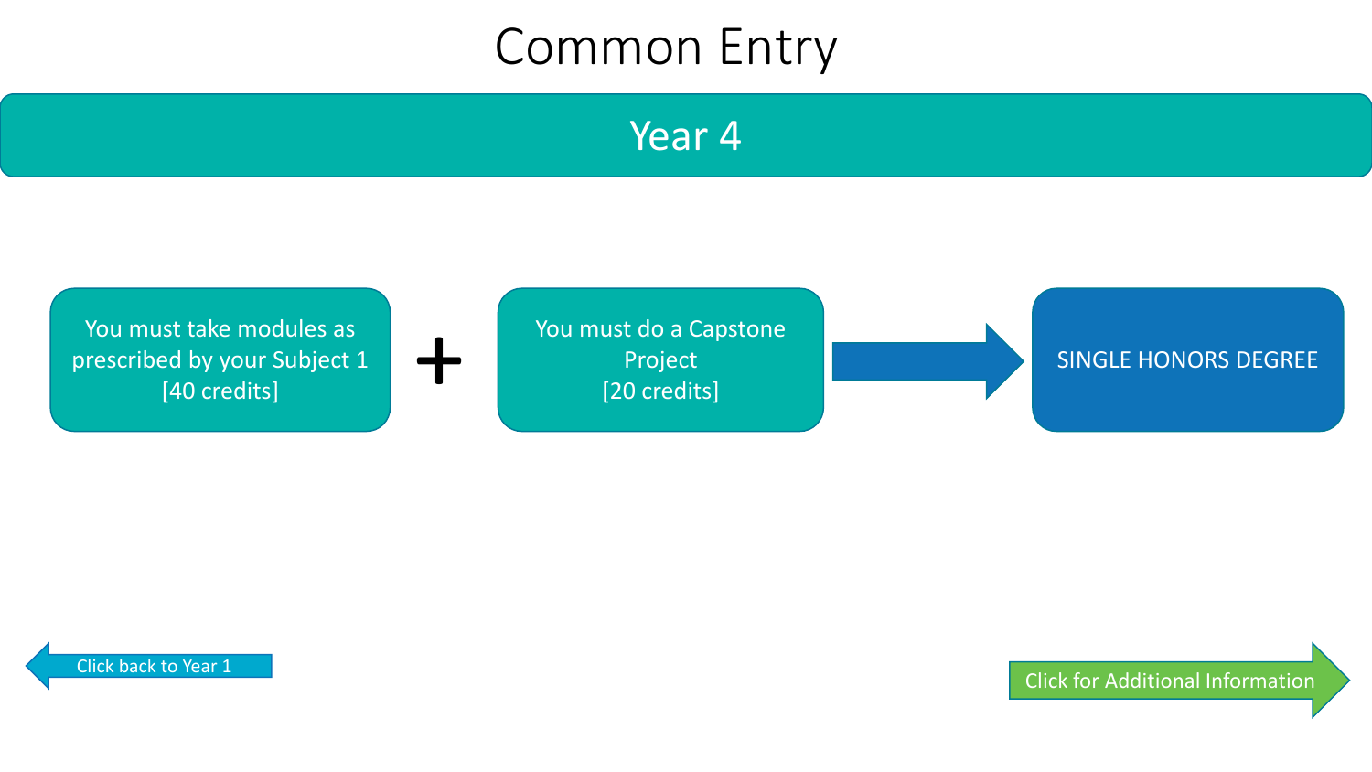# Common Entry

## Year 4

You must take modules as prescribed by your Subject 1 [40 credits]

+

You must do a Capstone Project [20 credits]

→

SINGLE HONORS DEGREE

Click back to Year 1

Click for Additional Information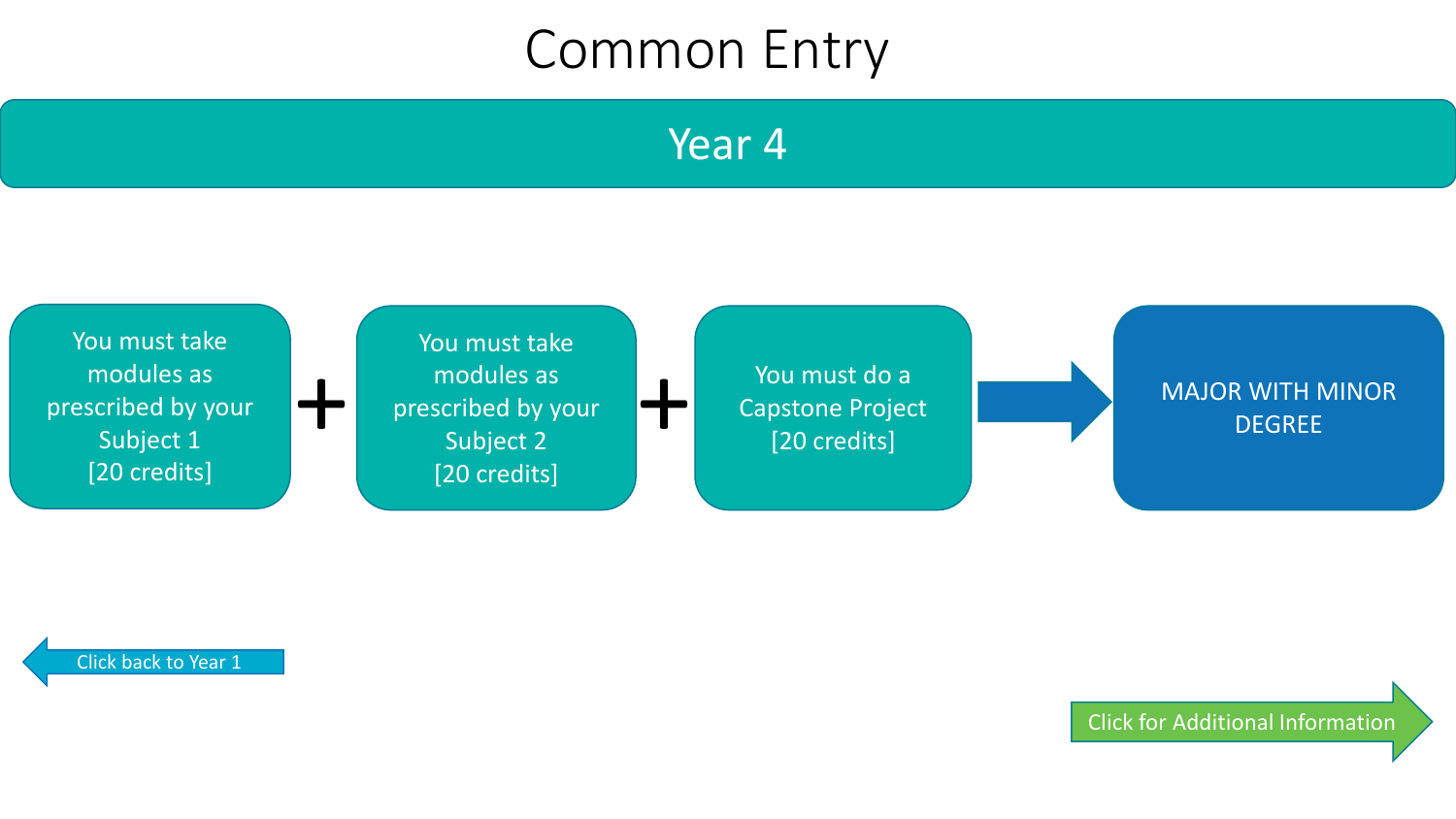# Common Entry

## Year 4

You must take modules as prescribed by your Subject 1 [20 credits]

+

You must take modules as prescribed by your Subject 2 [20 credits]

+

You must do a Capstone Project [20 credits]

→

MAJOR WITH MINOR DEGREE

Click back to Year 1

Click for Additional Information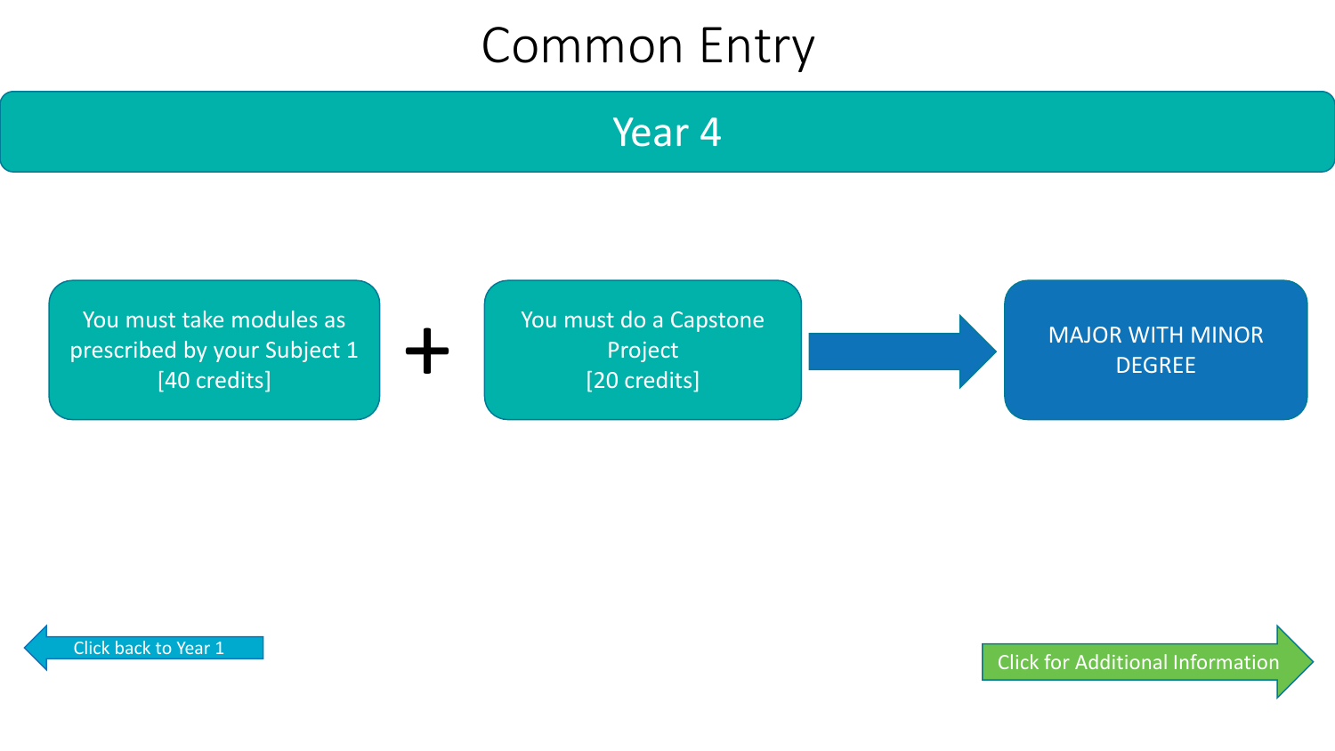# Common Entry

## Year 4

You must take modules as prescribed by your Subject 1
[40 credits]

+

You must do a Capstone Project
[20 credits]

→

MAJOR WITH MINOR DEGREE

Click back to Year 1

Click for Additional Information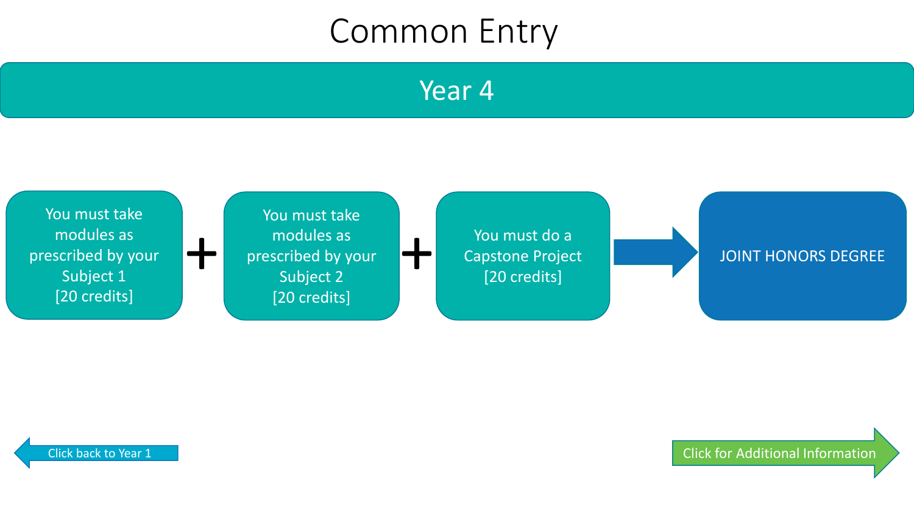# Common Entry

## Year 4

You must take modules as prescribed by your Subject 1 [20 credits]

+

You must take modules as prescribed by your Subject 2 [20 credits]

+

You must do a Capstone Project [20 credits]

→

JOINT HONORS DEGREE

Click back to Year 1

Click for Additional Information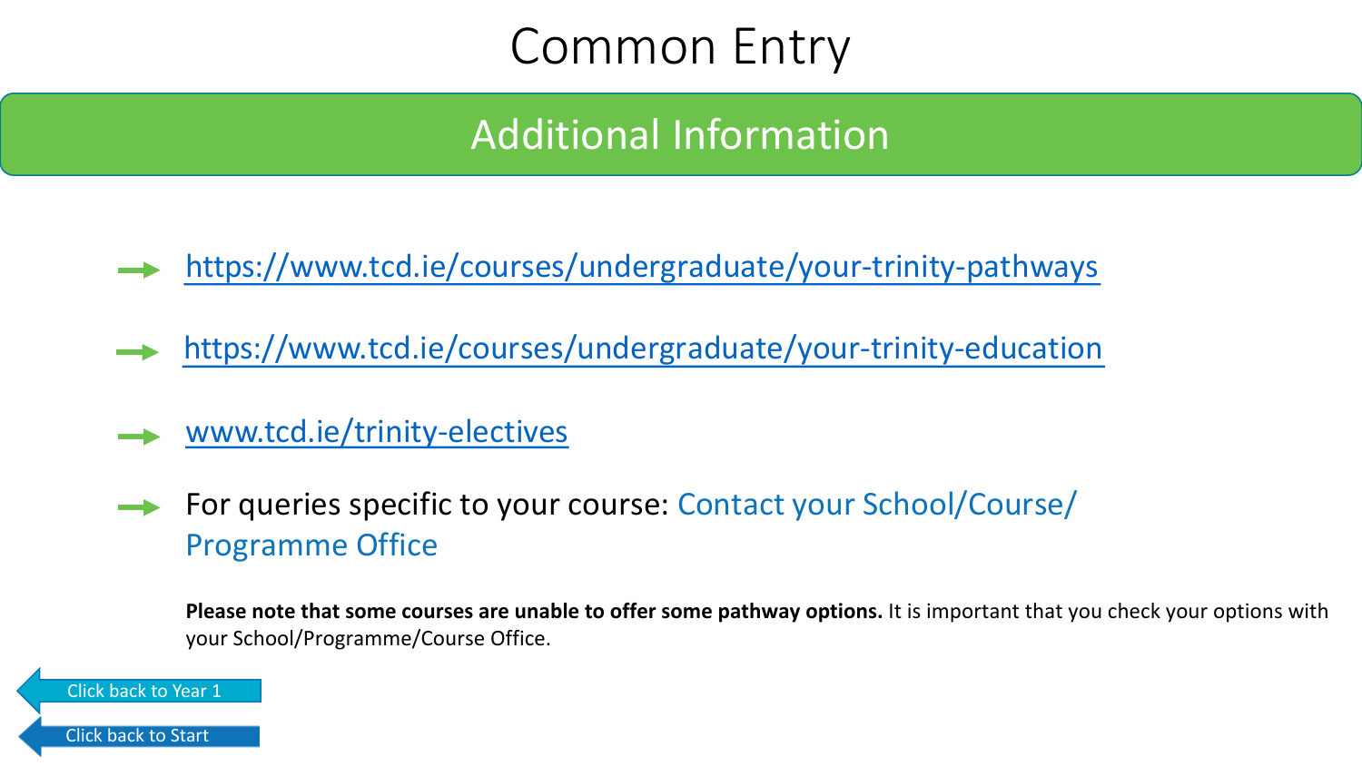# Common Entry

## Additional Information

- https://www.tcd.ie/courses/undergraduate/your-trinity-pathways
- https://www.tcd.ie/courses/undergraduate/your-trinity-education
- www.tcd.ie/trinity-electives
- For queries specific to your course: Contact your School/Course/ Programme Office

**Please note that some courses are unable to offer some pathway options.** It is important that you check your options with your School/Programme/Course Office.

Click back to Year 1

Click back to Start